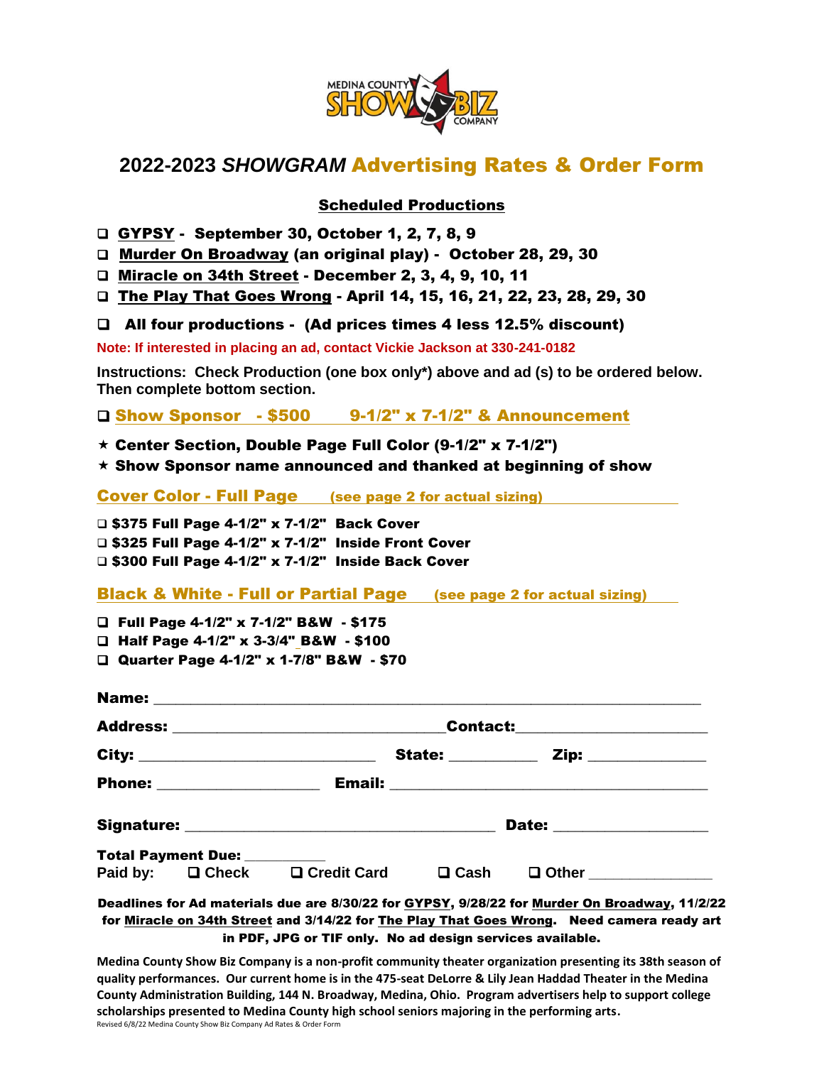MEDINA COUNTY SHOW BIZ COMPANY

# 2022-2023 *SHOWGRAM* Advertising Rates & Order Form

## Scheduled Productions

- ❑ **GYPSY - September 30, October 1, 2, 7, 8, 9**
- ❑ **Murder On Broadway (an original play) - October 28, 29, 30**
- ❑ **Miracle on 34th Street - December 2, 3, 4, 9, 10, 11**
- ❑ **The Play That Goes Wrong - April 14, 15, 16, 21, 22, 23, 28, 29, 30**

- ❑ **All four productions - (Ad prices times 4 less 12.5% discount)**

**Note: If interested in placing an ad, contact Vickie Jackson at 330-241-0182**

**Instructions: Check Production (one box only*) above and ad (s) to be ordered below. Then complete bottom section.**

### ❑ Show Sponsor - $500 9-1/2" x 7-1/2" & Announcement

- ⋆ **Center Section, Double Page Full Color (9-1/2" x 7-1/2")**
- ⋆ **Show Sponsor name announced and thanked at beginning of show**

### Cover Color - Full Page (see page 2 for actual sizing)

- ❑ **$375 Full Page 4-1/2" x 7-1/2" Back Cover**
- ❑ **$325 Full Page 4-1/2" x 7-1/2" Inside Front Cover**
- ❑ **$300 Full Page 4-1/2" x 7-1/2" Inside Back Cover**

### Black & White - Full or Partial Page (see page 2 for actual sizing)

- ❑ **Full Page 4-1/2" x 7-1/2" B&W - $175**
- ❑ **Half Page 4-1/2" x 3-3/4" B&W - $100**
- ❑ **Quarter Page 4-1/2" x 1-7/8" B&W - $70**

**Name:** ______________________________________________

**Address:** ______________________________ **Contact:** ____________________

**City:** ________________________ **State:** __________ **Zip:** ____________

**Phone:** ________________ **Email:** ______________________________

**Signature:** ______________________________ **Date:** ________________

**Total Payment Due:** __________

**Paid by:** ❑ Check ❑ Credit Card ❑ Cash ❑ Other ______________

**Deadlines for Ad materials due are 8/30/22 for GYPSY, 9/28/22 for Murder On Broadway, 11/2/22 for Miracle on 34th Street and 3/14/22 for The Play That Goes Wrong. Need camera ready art in PDF, JPG or TIF only. No ad design services available.**

**Medina County Show Biz Company is a non-profit community theater organization presenting its 38th season of quality performances. Our current home is in the 475-seat DeLorre & Lily Jean Haddad Theater in the Medina County Administration Building, 144 N. Broadway, Medina, Ohio. Program advertisers help to support college scholarships presented to Medina County high school seniors majoring in the performing arts.**

Revised 6/8/22 Medina County Show Biz Company Ad Rates & Order Form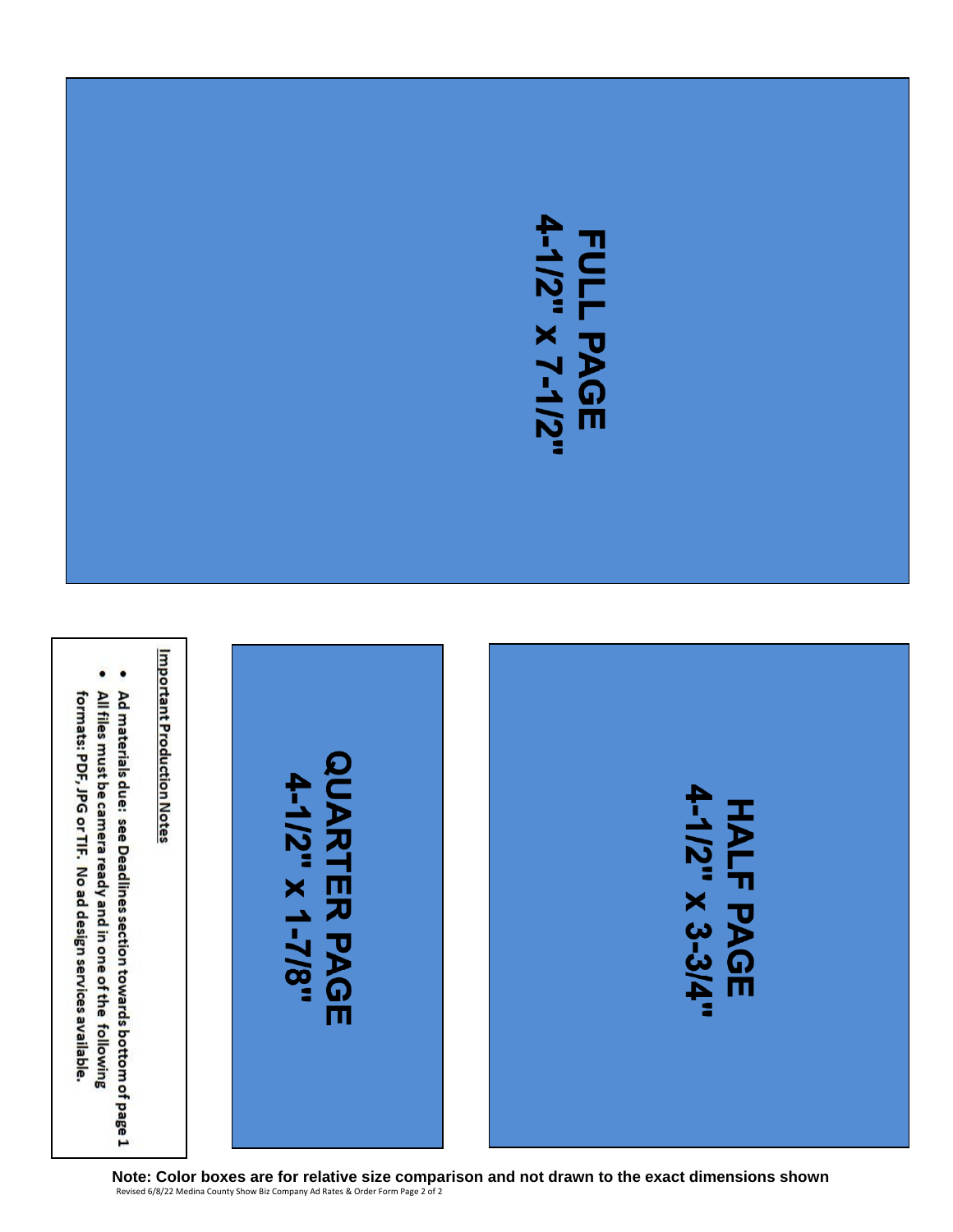**FULL PAGE**
**4-1/2" x 7-1/2"**

**QUARTER PAGE**
**4-1/2" x 1-7/8"**

**HALF PAGE**
**4-1/2" x 3-3/4"**

**Important Production Notes**

- **Ad materials due: see Deadlines section towards bottom of page 1**
- **All files must be camera ready and in one of the following formats: PDF, JPG or TIF. No ad design services available.**

**Note: Color boxes are for relative size comparison and not drawn to the exact dimensions shown**

Revised 6/8/22 Medina County Show Biz Company Ad Rates & Order Form